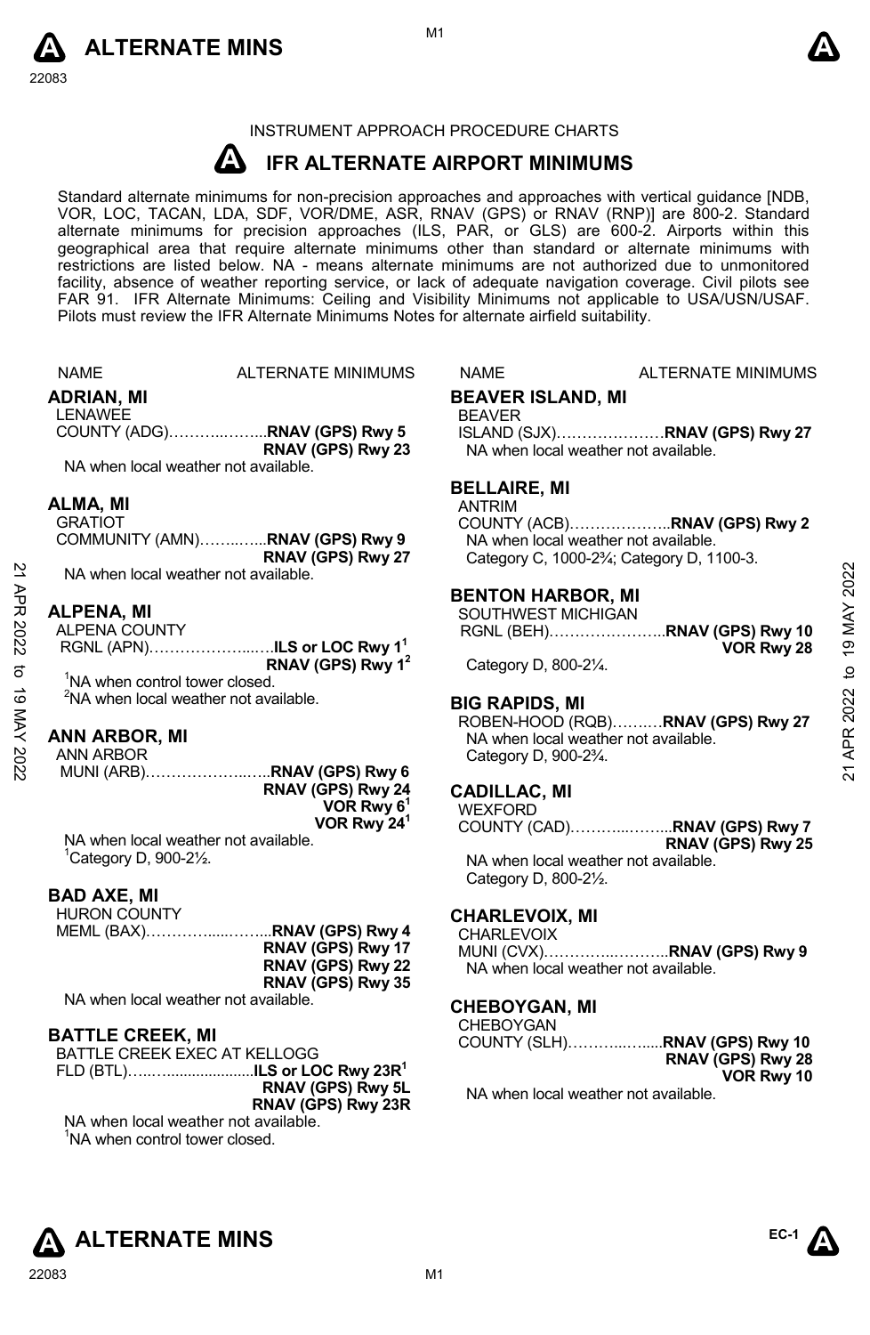INSTRUMENT APPROACH PROCEDURE CHARTS

# IFR ALTERNATE AIRPORT MINIMUMS

Standard alternate minimums for non-precision approaches and approaches with vertical guidance [NDB, VOR, LOC, TACAN, LDA, SDF, VOR/DME, ASR, RNAV (GPS) or RNAV (RNP)] are 800-2. Standard alternate minimums for precision approaches (ILS, PAR, or GLS) are 600-2. Airports within this geographical area that require alternate minimums other than standard or alternate minimums with restrictions are listed below. NA - means alternate minimums are not authorized due to unmonitored facility, absence of weather reporting service, or lack of adequate navigation coverage. Civil pilots see FAR 91. IFR Alternate Minimums: Ceiling and Visibility Minimums not applicable to USA/USN/USAF. Pilots must review the IFR Alternate Minimums Notes for alternate airfield suitability.

| NAME | ALTERNATE MINIMUMS |
|---|---|

### ADRIAN, MI
LENAWEE COUNTY (ADG)……………..**RNAV (GPS) Rwy 5**
**RNAV (GPS) Rwy 23**
NA when local weather not available.

### ALMA, MI
GRATIOT COMMUNITY (AMN)……..…..**RNAV (GPS) Rwy 9**
**RNAV (GPS) Rwy 27**
NA when local weather not available.

### ALPENA, MI
ALPENA COUNTY RGNL (APN)………………...…**ILS or LOC Rwy 1**[1]
**RNAV (GPS) Rwy 1**[2]
[1]NA when control tower closed.
[2]NA when local weather not available.

### ANN ARBOR, MI
ANN ARBOR MUNI (ARB)………………..…..**RNAV (GPS) Rwy 6**
**RNAV (GPS) Rwy 24**
**VOR Rwy 6**[1]
**VOR Rwy 24**[1]
NA when local weather not available.
[1]Category D, 900-2½.

### BAD AXE, MI
HURON COUNTY MEML (BAX)…………....……...**RNAV (GPS) Rwy 4**
**RNAV (GPS) Rwy 17**
**RNAV (GPS) Rwy 22**
**RNAV (GPS) Rwy 35**
NA when local weather not available.

### BATTLE CREEK, MI
BATTLE CREEK EXEC AT KELLOGG FLD (BTL)…..…....................**ILS or LOC Rwy 23R**[1]
**RNAV (GPS) Rwy 5L**
**RNAV (GPS) Rwy 23R**
NA when local weather not available.
[1]NA when control tower closed.

### BEAVER ISLAND, MI
BEAVER ISLAND (SJX)…………………**RNAV (GPS) Rwy 27**
NA when local weather not available.

### BELLAIRE, MI
ANTRIM COUNTY (ACB)………………..**RNAV (GPS) Rwy 2**
NA when local weather not available.
Category C, 1000-2¾; Category D, 1100-3.

### BENTON HARBOR, MI
SOUTHWEST MICHIGAN RGNL (BEH)…………………..**RNAV (GPS) Rwy 10**
**VOR Rwy 28**
Category D, 800-2¼.

### BIG RAPIDS, MI
ROBEN-HOOD (RQB)……..…**RNAV (GPS) Rwy 27**
NA when local weather not available.
Category D, 900-2¾.

### CADILLAC, MI
WEXFORD COUNTY (CAD)………...……...**RNAV (GPS) Rwy 7**
**RNAV (GPS) Rwy 25**
NA when local weather not available.
Category D, 800-2½.

### CHARLEVOIX, MI
CHARLEVOIX MUNI (CVX)…………..………..**RNAV (GPS) Rwy 9**
NA when local weather not available.

### CHEBOYGAN, MI
CHEBOYGAN COUNTY (SLH)………..…....**RNAV (GPS) Rwy 10**
**RNAV (GPS) Rwy 28**
**VOR Rwy 10**
NA when local weather not available.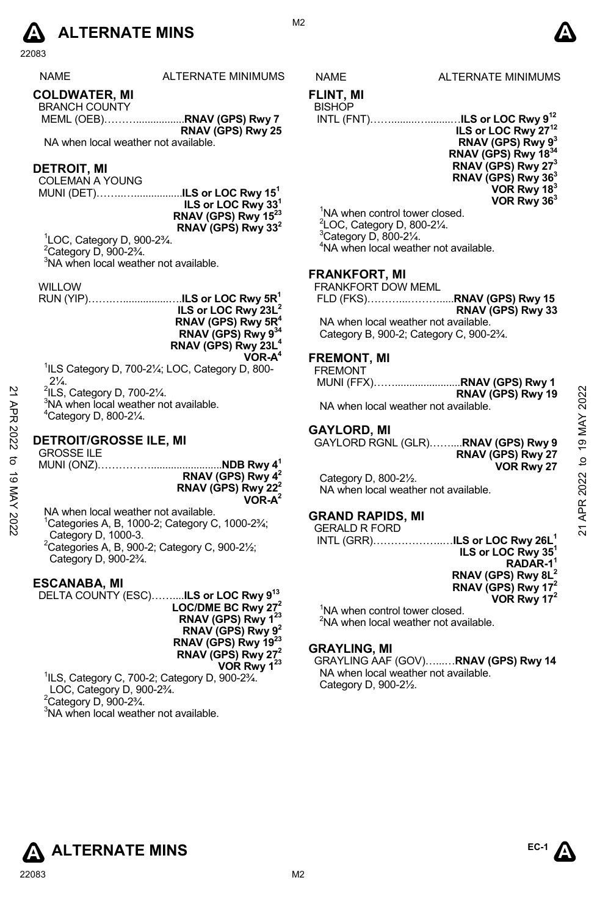# ALTERNATE MINS

| NAME | ALTERNATE MINIMUMS |
| --- | --- |

## COLDWATER, MI

BRANCH COUNTY MEML (OEB)……….................**RNAV (GPS) Rwy 7**
**RNAV (GPS) Rwy 25**

NA when local weather not available.

## DETROIT, MI

COLEMAN A YOUNG MUNI (DET)……..…................**ILS or LOC Rwy 15**[1]
**ILS or LOC Rwy 33**[1]
**RNAV (GPS) Rwy 15**[23]
**RNAV (GPS) Rwy 33**[2]

[1]LOC, Category D, 900-2¾.
[2]Category D, 900-2¾.
[3]NA when local weather not available.

WILLOW RUN (YIP)……..…..................…**ILS or LOC Rwy 5R**[1]
**ILS or LOC Rwy 23L**[2]
**RNAV (GPS) Rwy 5R**[4]
**RNAV (GPS) Rwy 9**[34]
**RNAV (GPS) Rwy 23L**[4]
**VOR-A**[4]

[1]ILS Category D, 700-2¼; LOC, Category D, 800-2¼.
[2]ILS, Category D, 700-2¼.
[3]NA when local weather not available.
[4]Category D, 800-2¼.

## DETROIT/GROSSE ILE, MI

GROSSE ILE MUNI (ONZ)…………….........................**NDB Rwy 4**[1]
**RNAV (GPS) Rwy 4**[2]
**RNAV (GPS) Rwy 22**[2]
**VOR-A**[2]

NA when local weather not available.
[1]Categories A, B, 1000-2; Category C, 1000-2¾; Category D, 1000-3.
[2]Categories A, B, 900-2; Category C, 900-2½; Category D, 900-2¾.

## ESCANABA, MI

DELTA COUNTY (ESC)……....**ILS or LOC Rwy 9**[13]
**LOC/DME BC Rwy 27**[2]
**RNAV (GPS) Rwy 1**[23]
**RNAV (GPS) Rwy 9**[2]
**RNAV (GPS) Rwy 19**[23]
**RNAV (GPS) Rwy 27**[2]
**VOR Rwy 1**[23]

[1]ILS, Category C, 700-2; Category D, 900-2¾. LOC, Category D, 900-2¾.
[2]Category D, 900-2¾.
[3]NA when local weather not available.

## FLINT, MI

BISHOP INTL (FNT)……........….........…**ILS or LOC Rwy 9**[12]
**ILS or LOC Rwy 27**[12]
**RNAV (GPS) Rwy 9**[3]
**RNAV (GPS) Rwy 18**[34]
**RNAV (GPS) Rwy 27**[3]
**RNAV (GPS) Rwy 36**[3]
**VOR Rwy 18**[3]
**VOR Rwy 36**[3]

[1]NA when control tower closed.
[2]LOC, Category D, 800-2¼.
[3]Category D, 800-2¼.
[4]NA when local weather not available.

## FRANKFORT, MI

FRANKFORT DOW MEML FLD (FKS)………..……….....**RNAV (GPS) Rwy 15**
**RNAV (GPS) Rwy 33**

NA when local weather not available.
Category B, 900-2; Category C, 900-2¾.

## FREMONT, MI

FREMONT MUNI (FFX)……........................**RNAV (GPS) Rwy 1**
**RNAV (GPS) Rwy 19**

NA when local weather not available.

## GAYLORD, MI

GAYLORD RGNL (GLR)……....**RNAV (GPS) Rwy 9**
**RNAV (GPS) Rwy 27**
**VOR Rwy 27**

Category D, 800-2½.
NA when local weather not available.

## GRAND RAPIDS, MI

GERALD R FORD INTL (GRR)………………..…**ILS or LOC Rwy 26L**[1]
**ILS or LOC Rwy 35**[1]
**RADAR-1**[1]
**RNAV (GPS) Rwy 8L**[2]
**RNAV (GPS) Rwy 17**[2]
**VOR Rwy 17**[2]

[1]NA when control tower closed.
[2]NA when local weather not available.

## GRAYLING, MI

GRAYLING AAF (GOV)…...…**RNAV (GPS) Rwy 14**

NA when local weather not available.
Category D, 900-2½.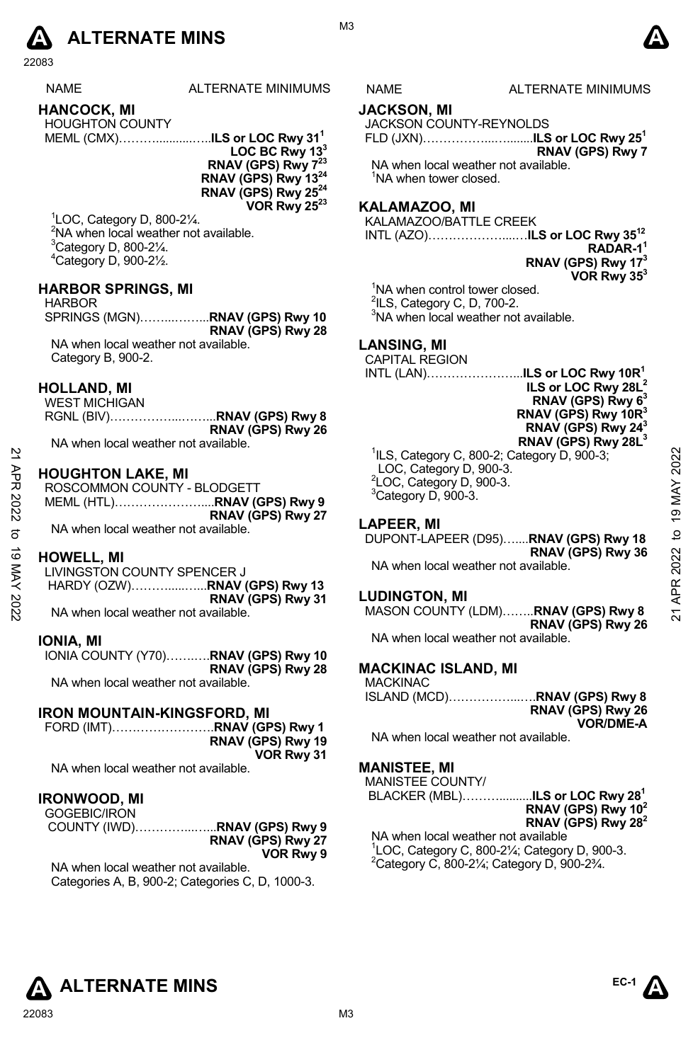# ALTERNATE MINS

| NAME | ALTERNATE MINIMUMS |
|---|---|

## HANCOCK, MI
HOUGHTON COUNTY MEML (CMX)……………..**ILS or LOC Rwy 31**[1]
**LOC BC Rwy 13**[3]
**RNAV (GPS) Rwy 7**[23]
**RNAV (GPS) Rwy 13**[24]
**RNAV (GPS) Rwy 25**[24]
**VOR Rwy 25**[23]

[1]LOC, Category D, 800-2¼.
[2]NA when local weather not available.
[3]Category D, 800-2¼.
[4]Category D, 900-2½.

## HARBOR SPRINGS, MI
HARBOR SPRINGS (MGN)……………**RNAV (GPS) Rwy 10**
**RNAV (GPS) Rwy 28**

NA when local weather not available.
Category B, 900-2.

## HOLLAND, MI
WEST MICHIGAN RGNL (BIV)……………………**RNAV (GPS) Rwy 8**
**RNAV (GPS) Rwy 26**

NA when local weather not available.

## HOUGHTON LAKE, MI
ROSCOMMON COUNTY - BLODGETT MEML (HTL)……………………**RNAV (GPS) Rwy 9**
**RNAV (GPS) Rwy 27**

NA when local weather not available.

## HOWELL, MI
LIVINGSTON COUNTY SPENCER J HARDY (OZW)………………**RNAV (GPS) Rwy 13**
**RNAV (GPS) Rwy 31**

NA when local weather not available.

## IONIA, MI
IONIA COUNTY (Y70)…………**RNAV (GPS) Rwy 10**
**RNAV (GPS) Rwy 28**

NA when local weather not available.

## IRON MOUNTAIN-KINGSFORD, MI
FORD (IMT)……………………..**RNAV (GPS) Rwy 1**
**RNAV (GPS) Rwy 19**
**VOR Rwy 31**

NA when local weather not available.

## IRONWOOD, MI
GOGEBIC/IRON COUNTY (IWD)………………**RNAV (GPS) Rwy 9**
**RNAV (GPS) Rwy 27**
**VOR Rwy 9**

NA when local weather not available.
Categories A, B, 900-2; Categories C, D, 1000-3.

## JACKSON, MI
JACKSON COUNTY-REYNOLDS FLD (JXN)……………………**ILS or LOC Rwy 25**[1]
**RNAV (GPS) Rwy 7**

NA when local weather not available.
[1]NA when tower closed.

## KALAMAZOO, MI
KALAMAZOO/BATTLE CREEK INTL (AZO)……………………**ILS or LOC Rwy 35**[12]
**RADAR-1**[1]
**RNAV (GPS) Rwy 17**[3]
**VOR Rwy 35**[3]

[1]NA when control tower closed.
[2]ILS, Category C, D, 700-2.
[3]NA when local weather not available.

## LANSING, MI
CAPITAL REGION INTL (LAN)……………………..**ILS or LOC Rwy 10R**[1]
**ILS or LOC Rwy 28L**[2]
**RNAV (GPS) Rwy 6**[3]
**RNAV (GPS) Rwy 10R**[3]
**RNAV (GPS) Rwy 24**[3]
**RNAV (GPS) Rwy 28L**[3]

[1]ILS, Category C, 800-2; Category D, 900-3; LOC, Category D, 900-3.
[2]LOC, Category D, 900-3.
[3]Category D, 900-3.

## LAPEER, MI
DUPONT-LAPEER (D95)……**RNAV (GPS) Rwy 18**
**RNAV (GPS) Rwy 36**

NA when local weather not available.

## LUDINGTON, MI
MASON COUNTY (LDM)……..**RNAV (GPS) Rwy 8**
**RNAV (GPS) Rwy 26**

NA when local weather not available.

## MACKINAC ISLAND, MI
MACKINAC ISLAND (MCD)………………**RNAV (GPS) Rwy 8**
**RNAV (GPS) Rwy 26**
**VOR/DME-A**

NA when local weather not available.

## MANISTEE, MI
MANISTEE COUNTY/ BLACKER (MBL)………………**ILS or LOC Rwy 28**[1]
**RNAV (GPS) Rwy 10**[2]
**RNAV (GPS) Rwy 28**[2]

NA when local weather not available
[1]LOC, Category C, 800-2¼; Category D, 900-3.
[2]Category C, 800-2¼; Category D, 900-2¾.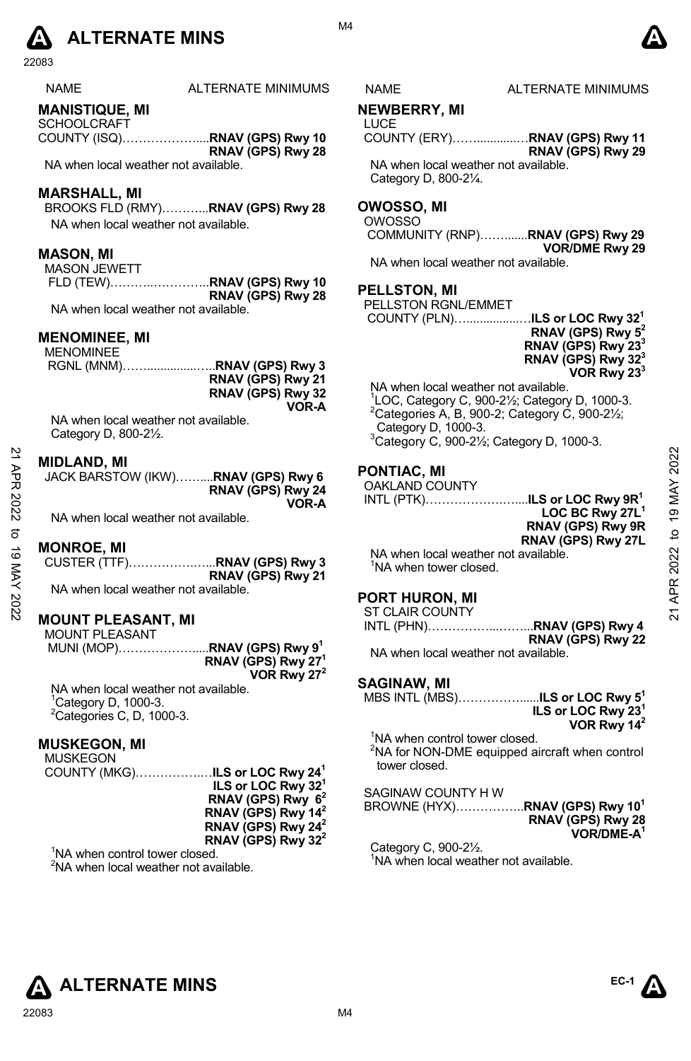# ALTERNATE MINS

| NAME | ALTERNATE MINIMUMS |
|---|---|

## MANISTIQUE, MI

SCHOOLCRAFT COUNTY (ISQ)......................**RNAV (GPS) Rwy 10**
**RNAV (GPS) Rwy 28**

NA when local weather not available.

## MARSHALL, MI

BROOKS FLD (RMY)...........**RNAV (GPS) Rwy 28**

NA when local weather not available.

## MASON, MI

MASON JEWETT FLD (TEW)........................**RNAV (GPS) Rwy 10**
**RNAV (GPS) Rwy 28**

NA when local weather not available.

## MENOMINEE, MI

MENOMINEE RGNL (MNM)...........................**RNAV (GPS) Rwy 3**
**RNAV (GPS) Rwy 21**
**RNAV (GPS) Rwy 32**
**VOR-A**

NA when local weather not available.
Category D, 800-2½.

## MIDLAND, MI

JACK BARSTOW (IKW)..........**RNAV (GPS) Rwy 6**
**RNAV (GPS) Rwy 24**
**VOR-A**

NA when local weather not available.

## MONROE, MI

CUSTER (TTF).......................**RNAV (GPS) Rwy 3**
**RNAV (GPS) Rwy 21**

NA when local weather not available.

## MOUNT PLEASANT, MI

MOUNT PLEASANT MUNI (MOP)......................**RNAV (GPS) Rwy 9**[1]
**RNAV (GPS) Rwy 27**[1]
**VOR Rwy 27**[2]

NA when local weather not available.
[1]Category D, 1000-3.
[2]Categories C, D, 1000-3.

## MUSKEGON, MI

MUSKEGON COUNTY (MKG)...................**ILS or LOC Rwy 24**[1]
**ILS or LOC Rwy 32**[1]
**RNAV (GPS) Rwy 6**[2]
**RNAV (GPS) Rwy 14**[2]
**RNAV (GPS) Rwy 24**[2]
**RNAV (GPS) Rwy 32**[2]

[1]NA when control tower closed.
[2]NA when local weather not available.

## NEWBERRY, MI

LUCE COUNTY (ERY)..........................**RNAV (GPS) Rwy 11**
**RNAV (GPS) Rwy 29**

NA when local weather not available.
Category D, 800-2¼.

## OWOSSO, MI

OWOSSO COMMUNITY (RNP)...............**RNAV (GPS) Rwy 29**
**VOR/DME Rwy 29**

NA when local weather not available.

## PELLSTON, MI

PELLSTON RGNL/EMMET COUNTY (PLN).......................**ILS or LOC Rwy 32**[1]
**RNAV (GPS) Rwy 5**[2]
**RNAV (GPS) Rwy 23**[3]
**RNAV (GPS) Rwy 32**[3]
**VOR Rwy 23**[3]

NA when local weather not available.
[1]LOC, Category C, 900-2½; Category D, 1000-3.
[2]Categories A, B, 900-2; Category C, 900-2½; Category D, 1000-3.
[3]Category C, 900-2½; Category D, 1000-3.

## PONTIAC, MI

OAKLAND COUNTY INTL (PTK)..........................**ILS or LOC Rwy 9R**[1]
**LOC BC Rwy 27L**[1]
**RNAV (GPS) Rwy 9R**
**RNAV (GPS) Rwy 27L**

NA when local weather not available.
[1]NA when tower closed.

## PORT HURON, MI

ST CLAIR COUNTY INTL (PHN)...........................**RNAV (GPS) Rwy 4**
**RNAV (GPS) Rwy 22**

NA when local weather not available.

## SAGINAW, MI

MBS INTL (MBS)......................**ILS or LOC Rwy 5**[1]
**ILS or LOC Rwy 23**[1]
**VOR Rwy 14**[2]

[1]NA when control tower closed.
[2]NA for NON-DME equipped aircraft when control tower closed.

SAGINAW COUNTY H W BROWNE (HYX)................**RNAV (GPS) Rwy 10**[1]
**RNAV (GPS) Rwy 28**
**VOR/DME-A**[1]

Category C, 900-2½.
[1]NA when local weather not available.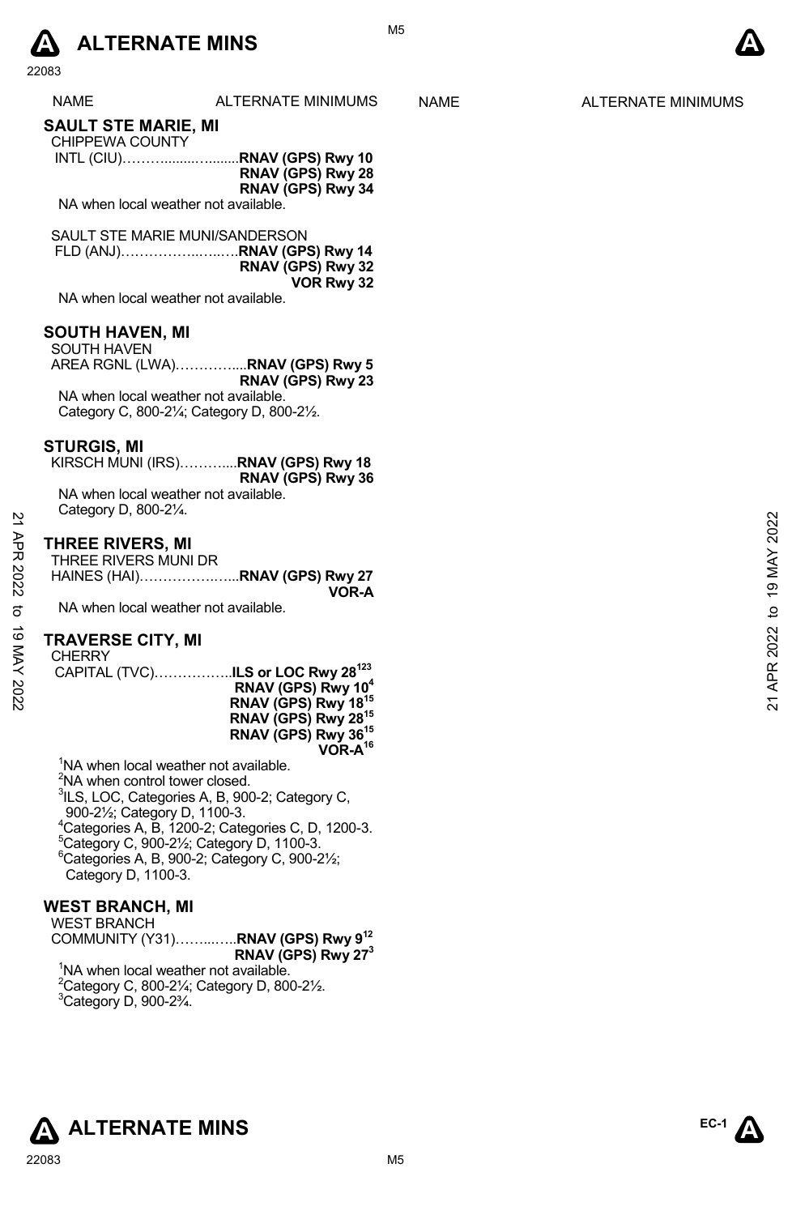| NAME | ALTERNATE MINIMUMS |
| --- | --- |

## SAULT STE MARIE, MI

CHIPPEWA COUNTY
INTL (CIU)……….........…........**RNAV (GPS) Rwy 10**
**RNAV (GPS) Rwy 28**
**RNAV (GPS) Rwy 34**

NA when local weather not available.

SAULT STE MARIE MUNI/SANDERSON
FLD (ANJ)……………..…..….**RNAV (GPS) Rwy 14**
**RNAV (GPS) Rwy 32**
**VOR Rwy 32**

NA when local weather not available.

## SOUTH HAVEN, MI

SOUTH HAVEN
AREA RGNL (LWA)…………....**RNAV (GPS) Rwy 5**
**RNAV (GPS) Rwy 23**

NA when local weather not available.
Category C, 800-2¼; Category D, 800-2½.

## STURGIS, MI

KIRSCH MUNI (IRS)………....**RNAV (GPS) Rwy 18**
**RNAV (GPS) Rwy 36**

NA when local weather not available.
Category D, 800-2¼.

## THREE RIVERS, MI

THREE RIVERS MUNI DR
HAINES (HAI)…………….…...**RNAV (GPS) Rwy 27**
**VOR-A**

NA when local weather not available.

## TRAVERSE CITY, MI

CHERRY
CAPITAL (TVC)……………..**ILS or LOC Rwy 28**[123]
**RNAV (GPS) Rwy 10**[4]
**RNAV (GPS) Rwy 18**[15]
**RNAV (GPS) Rwy 28**[15]
**RNAV (GPS) Rwy 36**[15]
**VOR-A**[16]

[1]NA when local weather not available.
[2]NA when control tower closed.
[3]ILS, LOC, Categories A, B, 900-2; Category C, 900-2½; Category D, 1100-3.
[4]Categories A, B, 1200-2; Categories C, D, 1200-3.
[5]Category C, 900-2½; Category D, 1100-3.
[6]Categories A, B, 900-2; Category C, 900-2½; Category D, 1100-3.

## WEST BRANCH, MI

WEST BRANCH
COMMUNITY (Y31)……...…..**RNAV (GPS) Rwy 9**[12]
**RNAV (GPS) Rwy 27**[3]

[1]NA when local weather not available.
[2]Category C, 800-2¼; Category D, 800-2½.
[3]Category D, 900-2¾.